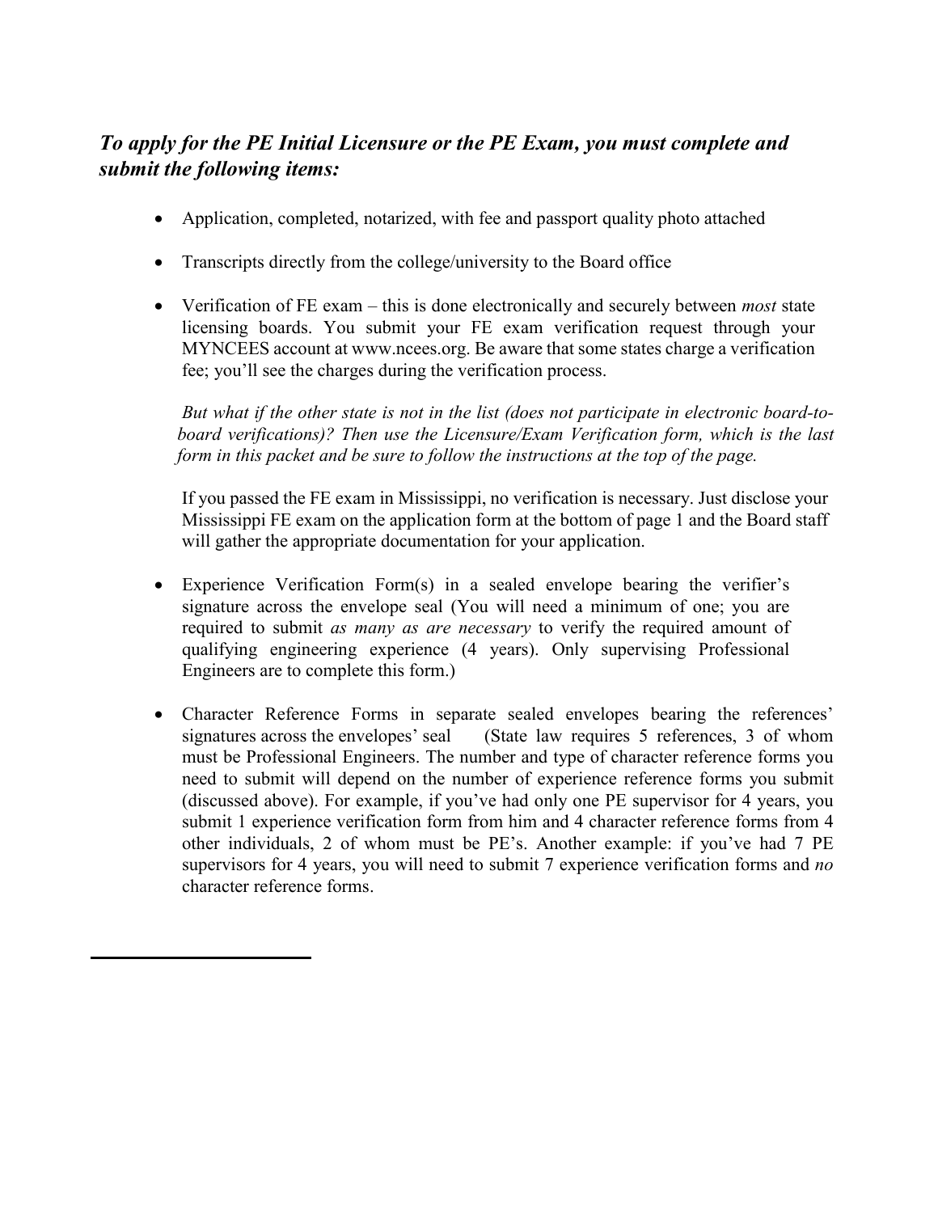***To apply for the PE Initial Licensure or the PE Exam, you must complete and submit the following items:***

- Application, completed, notarized, with fee and passport quality photo attached

- Transcripts directly from the college/university to the Board office

- Verification of FE exam – this is done electronically and securely between *most* state licensing boards. You submit your FE exam verification request through your MYNCEES account at www.ncees.org. Be aware that some states charge a verification fee; you'll see the charges during the verification process.

  *But what if the other state is not in the list (does not participate in electronic board-to-board verifications)? Then use the Licensure/Exam Verification form, which is the last form in this packet and be sure to follow the instructions at the top of the page.*

  If you passed the FE exam in Mississippi, no verification is necessary. Just disclose your Mississippi FE exam on the application form at the bottom of page 1 and the Board staff will gather the appropriate documentation for your application.

- Experience Verification Form(s) in a sealed envelope bearing the verifier's signature across the envelope seal (You will need a minimum of one; you are required to submit *as many as are necessary* to verify the required amount of qualifying engineering experience (4 years). Only supervising Professional Engineers are to complete this form.)

- Character Reference Forms in separate sealed envelopes bearing the references' signatures across the envelopes' seal (State law requires 5 references, 3 of whom must be Professional Engineers. The number and type of character reference forms you need to submit will depend on the number of experience reference forms you submit (discussed above). For example, if you've had only one PE supervisor for 4 years, you submit 1 experience verification form from him and 4 character reference forms from 4 other individuals, 2 of whom must be PE's. Another example: if you've had 7 PE supervisors for 4 years, you will need to submit 7 experience verification forms and *no* character reference forms.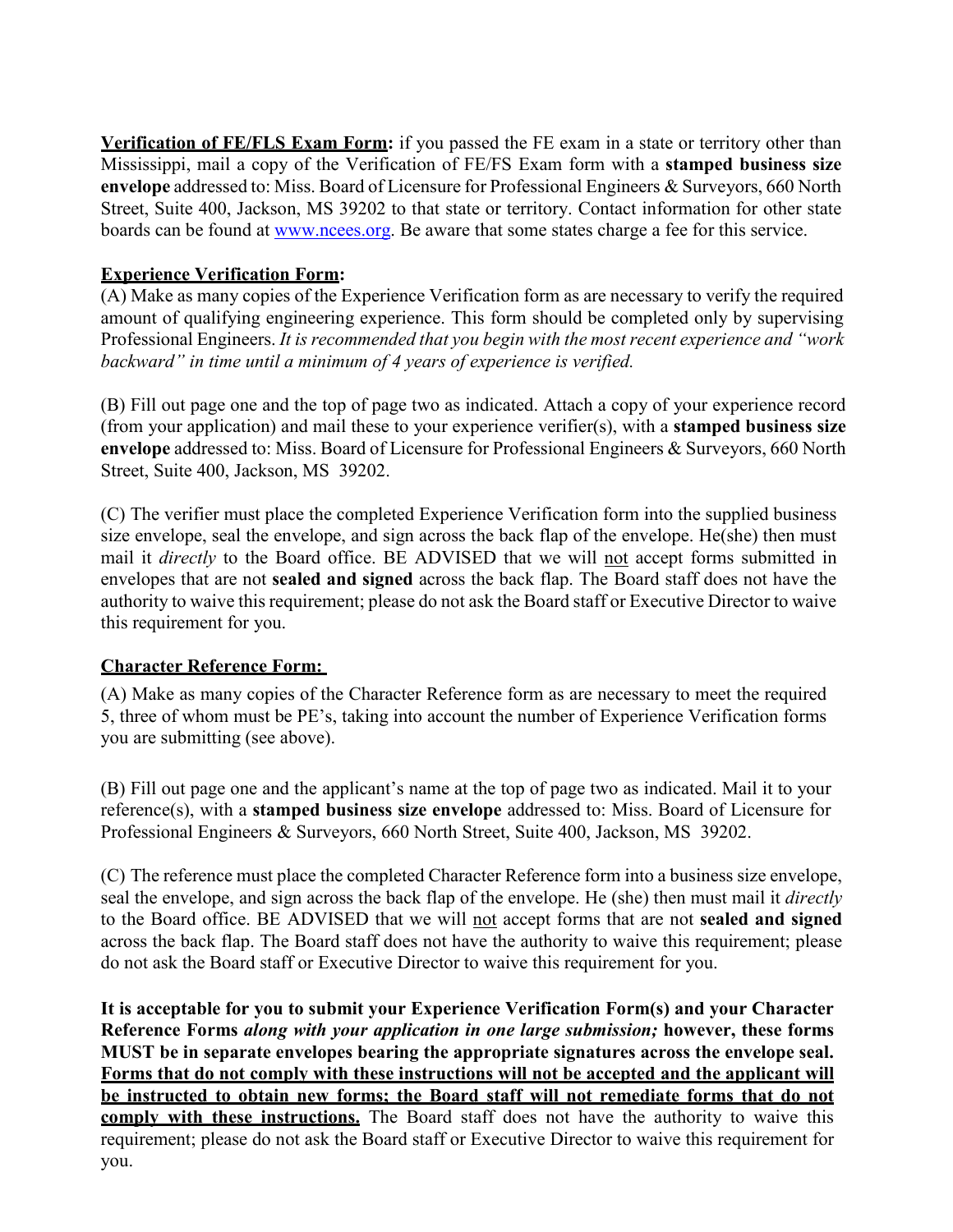**<u>Verification of FE/FLS Exam Form</u>:** if you passed the FE exam in a state or territory other than Mississippi, mail a copy of the Verification of FE/FS Exam form with a **stamped business size envelope** addressed to: Miss. Board of Licensure for Professional Engineers & Surveyors, 660 North Street, Suite 400, Jackson, MS 39202 to that state or territory. Contact information for other state boards can be found at [www.ncees.org](http://www.ncees.org). Be aware that some states charge a fee for this service.

**<u>Experience Verification Form</u>:**

(A) Make as many copies of the Experience Verification form as are necessary to verify the required amount of qualifying engineering experience. This form should be completed only by supervising Professional Engineers. *It is recommended that you begin with the most recent experience and "work backward" in time until a minimum of 4 years of experience is verified.*

(B) Fill out page one and the top of page two as indicated. Attach a copy of your experience record (from your application) and mail these to your experience verifier(s), with a **stamped business size envelope** addressed to: Miss. Board of Licensure for Professional Engineers & Surveyors, 660 North Street, Suite 400, Jackson, MS 39202.

(C) The verifier must place the completed Experience Verification form into the supplied business size envelope, seal the envelope, and sign across the back flap of the envelope. He(she) then must mail it *directly* to the Board office. BE ADVISED that we will <u>not</u> accept forms submitted in envelopes that are not **sealed and signed** across the back flap. The Board staff does not have the authority to waive this requirement; please do not ask the Board staff or Executive Director to waive this requirement for you.

**<u>Character Reference Form:</u>**

(A) Make as many copies of the Character Reference form as are necessary to meet the required 5, three of whom must be PE's, taking into account the number of Experience Verification forms you are submitting (see above).

(B) Fill out page one and the applicant's name at the top of page two as indicated. Mail it to your reference(s), with a **stamped business size envelope** addressed to: Miss. Board of Licensure for Professional Engineers & Surveyors, 660 North Street, Suite 400, Jackson, MS 39202.

(C) The reference must place the completed Character Reference form into a business size envelope, seal the envelope, and sign across the back flap of the envelope. He (she) then must mail it *directly* to the Board office. BE ADVISED that we will <u>not</u> accept forms that are not **sealed and signed** across the back flap. The Board staff does not have the authority to waive this requirement; please do not ask the Board staff or Executive Director to waive this requirement for you.

**It is acceptable for you to submit your Experience Verification Form(s) and your Character Reference Forms *along with your application in one large submission;* however, these forms MUST be in separate envelopes bearing the appropriate signatures across the envelope seal. <u>Forms that do not comply with these instructions will not be accepted and the applicant will be instructed to obtain new forms; the Board staff will not remediate forms that do not comply with these instructions.</u>** The Board staff does not have the authority to waive this requirement; please do not ask the Board staff or Executive Director to waive this requirement for you.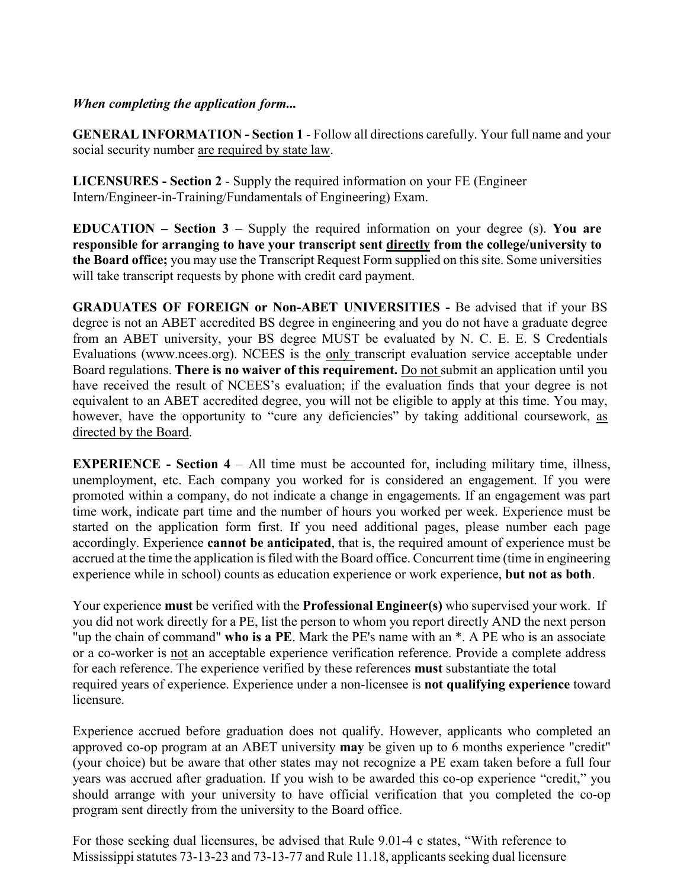***When completing the application form...***

**GENERAL INFORMATION - Section 1** - Follow all directions carefully. Your full name and your social security number <u>are required by state law</u>.

**LICENSURES - Section 2** - Supply the required information on your FE (Engineer Intern/Engineer-in-Training/Fundamentals of Engineering) Exam.

**EDUCATION – Section 3** – Supply the required information on your degree (s). **You are responsible for arranging to have your transcript sent <u>directly</u> from the college/university to the Board office;** you may use the Transcript Request Form supplied on this site. Some universities will take transcript requests by phone with credit card payment.

**GRADUATES OF FOREIGN or Non-ABET UNIVERSITIES -** Be advised that if your BS degree is not an ABET accredited BS degree in engineering and you do not have a graduate degree from an ABET university, your BS degree MUST be evaluated by N. C. E. E. S Credentials Evaluations (www.ncees.org). NCEES is the <u>only</u> transcript evaluation service acceptable under Board regulations. **There is no waiver of this requirement.** <u>Do not</u> submit an application until you have received the result of NCEES's evaluation; if the evaluation finds that your degree is not equivalent to an ABET accredited degree, you will not be eligible to apply at this time. You may, however, have the opportunity to "cure any deficiencies" by taking additional coursework, <u>as directed by the Board</u>.

**EXPERIENCE - Section 4** – All time must be accounted for, including military time, illness, unemployment, etc. Each company you worked for is considered an engagement. If you were promoted within a company, do not indicate a change in engagements. If an engagement was part time work, indicate part time and the number of hours you worked per week. Experience must be started on the application form first. If you need additional pages, please number each page accordingly. Experience **cannot be anticipated**, that is, the required amount of experience must be accrued at the time the application is filed with the Board office. Concurrent time (time in engineering experience while in school) counts as education experience or work experience, **but not as both**.

Your experience **must** be verified with the **Professional Engineer(s)** who supervised your work. If you did not work directly for a PE, list the person to whom you report directly AND the next person "up the chain of command" **who is a PE**. Mark the PE's name with an *. A PE who is an associate or a co-worker is <u>not</u> an acceptable experience verification reference. Provide a complete address for each reference. The experience verified by these references **must** substantiate the total required years of experience. Experience under a non-licensee is **not qualifying experience** toward licensure.

Experience accrued before graduation does not qualify. However, applicants who completed an approved co-op program at an ABET university **may** be given up to 6 months experience "credit" (your choice) but be aware that other states may not recognize a PE exam taken before a full four years was accrued after graduation. If you wish to be awarded this co-op experience "credit," you should arrange with your university to have official verification that you completed the co-op program sent directly from the university to the Board office.

For those seeking dual licensures, be advised that Rule 9.01-4 c states, "With reference to Mississippi statutes 73-13-23 and 73-13-77 and Rule 11.18, applicants seeking dual licensure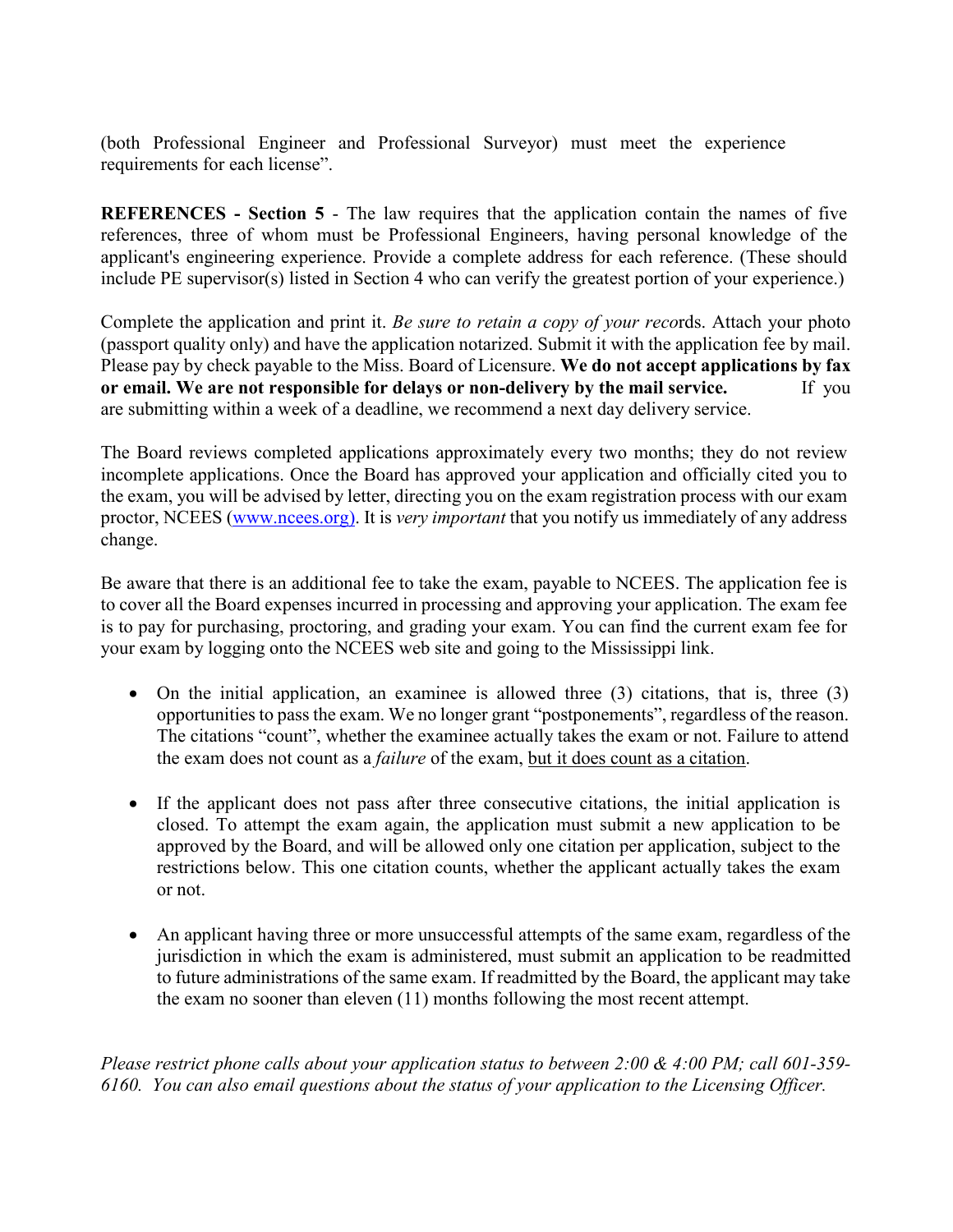(both Professional Engineer and Professional Surveyor) must meet the experience requirements for each license".

**REFERENCES - Section 5** - The law requires that the application contain the names of five references, three of whom must be Professional Engineers, having personal knowledge of the applicant's engineering experience. Provide a complete address for each reference. (These should include PE supervisor(s) listed in Section 4 who can verify the greatest portion of your experience.)

Complete the application and print it. *Be sure to retain a copy of your reco*rds. Attach your photo (passport quality only) and have the application notarized. Submit it with the application fee by mail. Please pay by check payable to the Miss. Board of Licensure. **We do not accept applications by fax or email. We are not responsible for delays or non-delivery by the mail service.** If you are submitting within a week of a deadline, we recommend a next day delivery service.

The Board reviews completed applications approximately every two months; they do not review incomplete applications. Once the Board has approved your application and officially cited you to the exam, you will be advised by letter, directing you on the exam registration process with our exam proctor, NCEES (www.ncees.org). It is *very important* that you notify us immediately of any address change.

Be aware that there is an additional fee to take the exam, payable to NCEES. The application fee is to cover all the Board expenses incurred in processing and approving your application. The exam fee is to pay for purchasing, proctoring, and grading your exam. You can find the current exam fee for your exam by logging onto the NCEES web site and going to the Mississippi link.

- On the initial application, an examinee is allowed three (3) citations, that is, three (3) opportunities to pass the exam. We no longer grant "postponements", regardless of the reason. The citations "count", whether the examinee actually takes the exam or not. Failure to attend the exam does not count as a *failure* of the exam, but it does count as a citation.

- If the applicant does not pass after three consecutive citations, the initial application is closed. To attempt the exam again, the application must submit a new application to be approved by the Board, and will be allowed only one citation per application, subject to the restrictions below. This one citation counts, whether the applicant actually takes the exam or not.

- An applicant having three or more unsuccessful attempts of the same exam, regardless of the jurisdiction in which the exam is administered, must submit an application to be readmitted to future administrations of the same exam. If readmitted by the Board, the applicant may take the exam no sooner than eleven (11) months following the most recent attempt.

*Please restrict phone calls about your application status to between 2:00 & 4:00 PM; call 601-359-6160. You can also email questions about the status of your application to the Licensing Officer.*